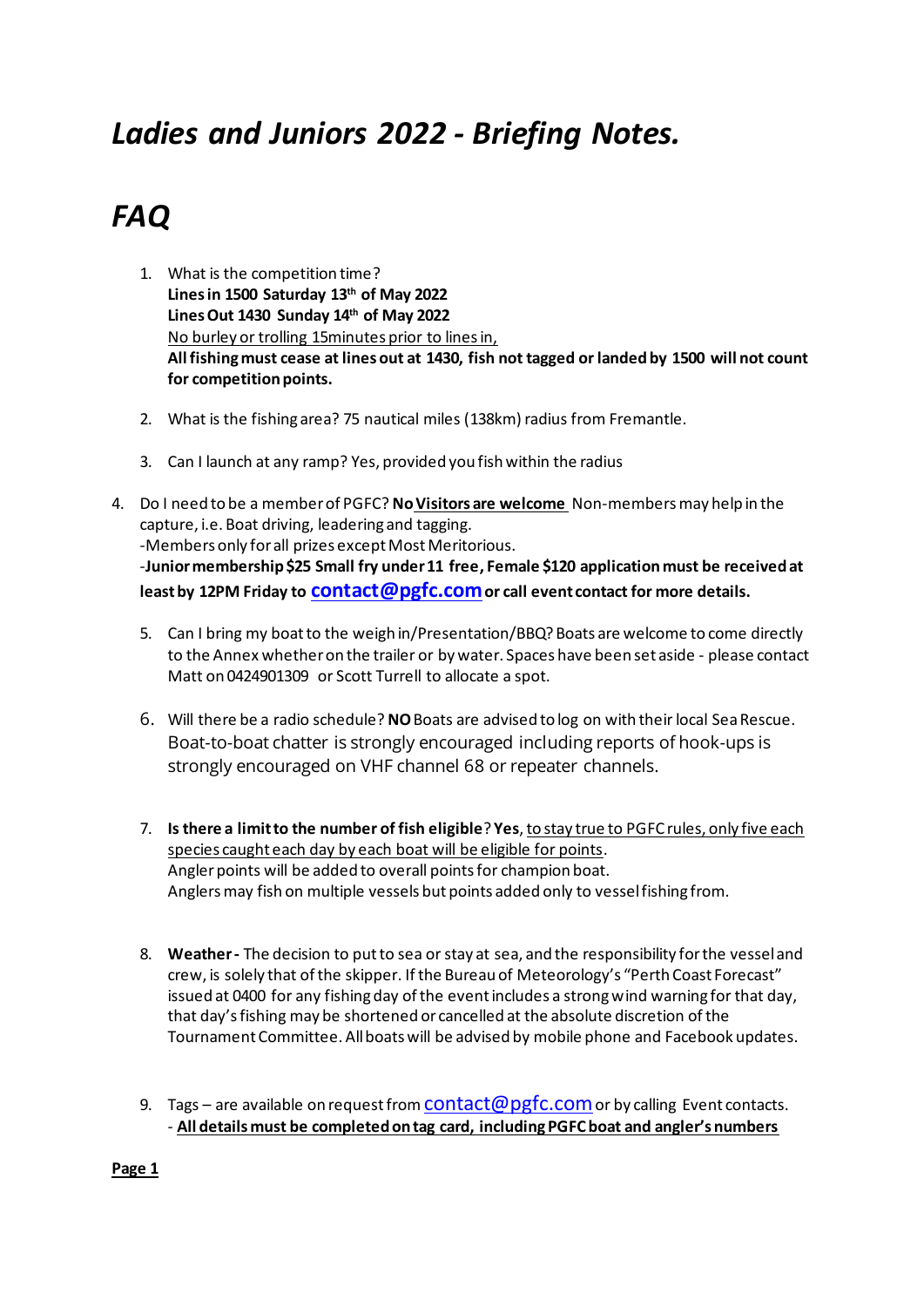# *Ladies and Juniors 2022 - Briefing Notes.*

# *FAQ*

1. What is the competition time?
   **Lines in 1500 Saturday 13th of May 2022**
   **Lines Out 1430 Sunday 14th of May 2022**
   <u>No burley or trolling 15minutes prior to lines in,</u>
   **All fishing must cease at lines out at 1430, fish not tagged or landed by 1500 will not count for competition points.**

2. What is the fishing area? 75 nautical miles (138km) radius from Fremantle.

3. Can I launch at any ramp? Yes, provided you fish within the radius

4. Do I need to be a member of PGFC? **No <u>Visitors are welcome</u>** Non-members may help in the capture, i.e. Boat driving, leadering and tagging.
   -Members only for all prizes except Most Meritorious.
   -**Junior membership $25 Small fry under 11 free, Female $120 application must be received at least by 12PM Friday to contact@pgfc.com or call event contact for more details.**

5. Can I bring my boat to the weigh in/Presentation/BBQ? Boats are welcome to come directly to the Annex whether on the trailer or by water. Spaces have been set aside - please contact Matt on 0424901309 or Scott Turrell to allocate a spot.

6. Will there be a radio schedule? **NO** Boats are advised to log on with their local Sea Rescue. Boat-to-boat chatter is strongly encouraged including reports of hook-ups is strongly encouraged on VHF channel 68 or repeater channels.

7. **Is there a limit to the number of fish eligible**? **Yes**, <u>to stay true to PGFC rules, only five each species caught each day by each boat will be eligible for points</u>.
   Angler points will be added to overall points for champion boat.
   Anglers may fish on multiple vessels but points added only to vessel fishing from.

8. **Weather -** The decision to put to sea or stay at sea, and the responsibility for the vessel and crew, is solely that of the skipper. If the Bureau of Meteorology's "Perth Coast Forecast" issued at 0400 for any fishing day of the event includes a strong wind warning for that day, that day's fishing may be shortened or cancelled at the absolute discretion of the Tournament Committee. All boats will be advised by mobile phone and Facebook updates.

9. Tags – are available on request from contact@pgfc.com or by calling Event contacts.
   - **<u>All details must be completed on tag card, including PGFC boat and angler's numbers</u>**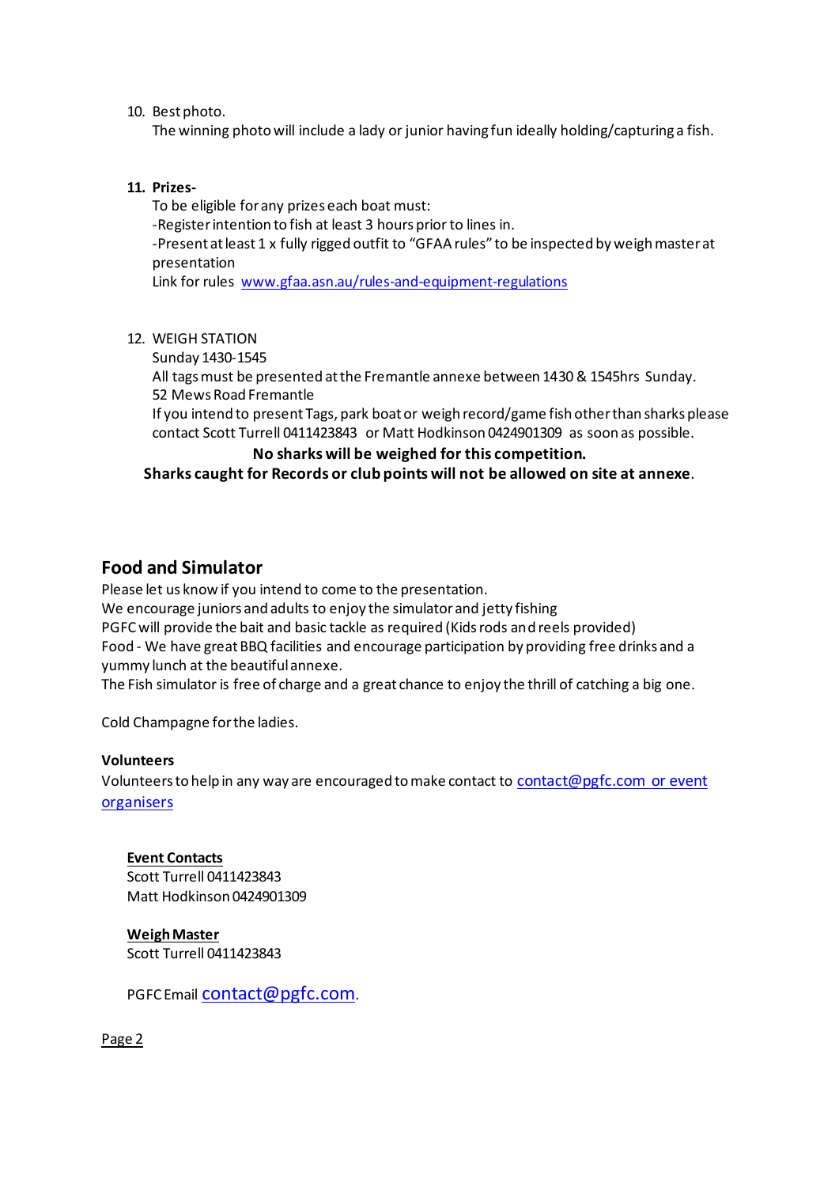10. Best photo.
    The winning photo will include a lady or junior having fun ideally holding/capturing a fish.

11. **Prizes-**
    To be eligible for any prizes each boat must:
    -Register intention to fish at least 3 hours prior to lines in.
    -Present at least 1 x fully rigged outfit to "GFAA rules" to be inspected by weigh master at presentation
    Link for rules [www.gfaa.asn.au/rules-and-equipment-regulations](http://www.gfaa.asn.au/rules-and-equipment-regulations)

12. WEIGH STATION
    Sunday 1430-1545
    All tags must be presented at the Fremantle annexe between 1430 & 1545hrs Sunday.
    52 Mews Road Fremantle
    If you intend to present Tags, park boat or weigh record/game fish other than sharks please contact Scott Turrell 0411423843 or Matt Hodkinson 0424901309 as soon as possible.

**No sharks will be weighed for this competition.**
**Sharks caught for Records or club points will not be allowed on site at annexe**.

## Food and Simulator

Please let us know if you intend to come to the presentation.
We encourage juniors and adults to enjoy the simulator and jetty fishing
PGFC will provide the bait and basic tackle as required (Kids rods and reels provided)
Food - We have great BBQ facilities and encourage participation by providing free drinks and a yummy lunch at the beautiful annexe.
The Fish simulator is free of charge and a great chance to enjoy the thrill of catching a big one.

Cold Champagne for the ladies.

**Volunteers**
Volunteers to help in any way are encouraged to make contact to [contact@pgfc.com or event organisers](mailto:contact@pgfc.com)

**Event Contacts**
Scott Turrell 0411423843
Matt Hodkinson 0424901309

**Weigh Master**
Scott Turrell 0411423843

PGFC Email [contact@pgfc.com](mailto:contact@pgfc.com).